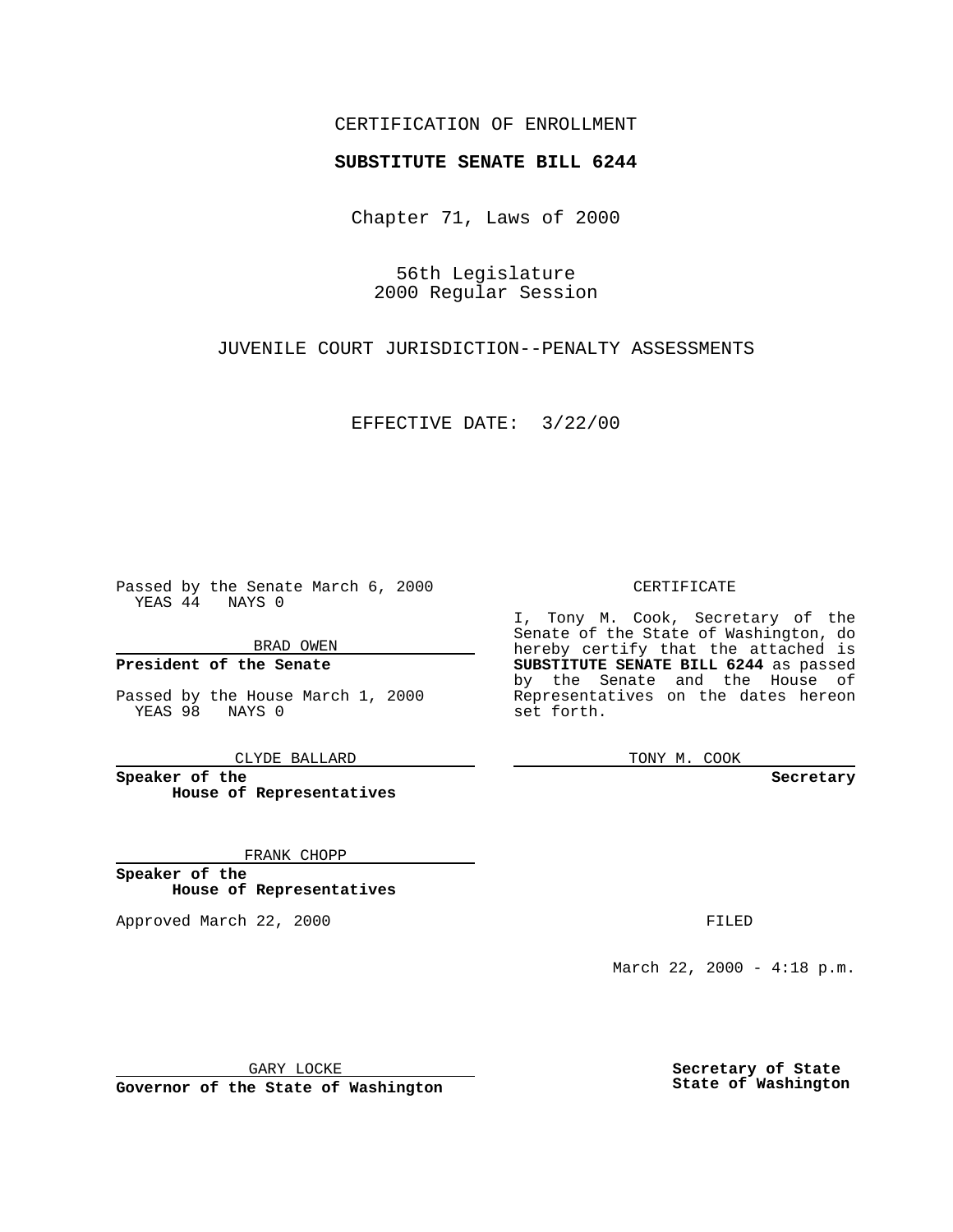CERTIFICATION OF ENROLLMENT

**SUBSTITUTE SENATE BILL 6244**

Chapter 71, Laws of 2000

56th Legislature
2000 Regular Session

JUVENILE COURT JURISDICTION--PENALTY ASSESSMENTS

EFFECTIVE DATE: 3/22/00

Passed by the Senate March 6, 2000
YEAS 44 NAYS 0

BRAD OWEN

**President of the Senate**

Passed by the House March 1, 2000
YEAS 98 NAYS 0

CLYDE BALLARD

**Speaker of the House of Representatives**

FRANK CHOPP

**Speaker of the House of Representatives**

Approved March 22, 2000

GARY LOCKE

**Governor of the State of Washington**

CERTIFICATE

I, Tony M. Cook, Secretary of the Senate of the State of Washington, do hereby certify that the attached is **SUBSTITUTE SENATE BILL 6244** as passed by the Senate and the House of Representatives on the dates hereon set forth.

TONY M. COOK

**Secretary**

FILED

March 22, 2000 - 4:18 p.m.

**Secretary of State State of Washington**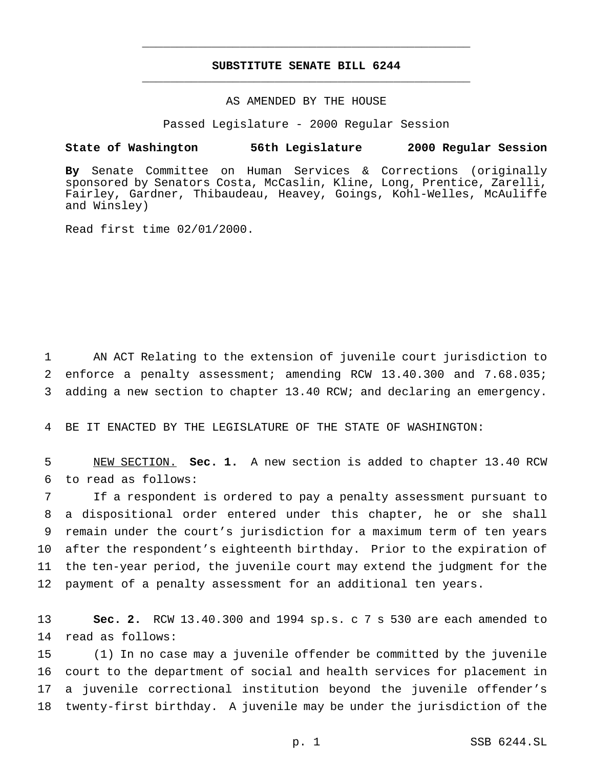# SUBSTITUTE SENATE BILL 6244

AS AMENDED BY THE HOUSE

Passed Legislature - 2000 Regular Session

**State of Washington 56th Legislature 2000 Regular Session**

**By** Senate Committee on Human Services & Corrections (originally sponsored by Senators Costa, McCaslin, Kline, Long, Prentice, Zarelli, Fairley, Gardner, Thibaudeau, Heavey, Goings, Kohl-Welles, McAuliffe and Winsley)

Read first time 02/01/2000.

AN ACT Relating to the extension of juvenile court jurisdiction to enforce a penalty assessment; amending RCW 13.40.300 and 7.68.035; adding a new section to chapter 13.40 RCW; and declaring an emergency.

BE IT ENACTED BY THE LEGISLATURE OF THE STATE OF WASHINGTON:

NEW SECTION. **Sec. 1.** A new section is added to chapter 13.40 RCW to read as follows:

If a respondent is ordered to pay a penalty assessment pursuant to a dispositional order entered under this chapter, he or she shall remain under the court's jurisdiction for a maximum term of ten years after the respondent's eighteenth birthday. Prior to the expiration of the ten-year period, the juvenile court may extend the judgment for the payment of a penalty assessment for an additional ten years.

**Sec. 2.** RCW 13.40.300 and 1994 sp.s. c 7 s 530 are each amended to read as follows:

(1) In no case may a juvenile offender be committed by the juvenile court to the department of social and health services for placement in a juvenile correctional institution beyond the juvenile offender's twenty-first birthday. A juvenile may be under the jurisdiction of the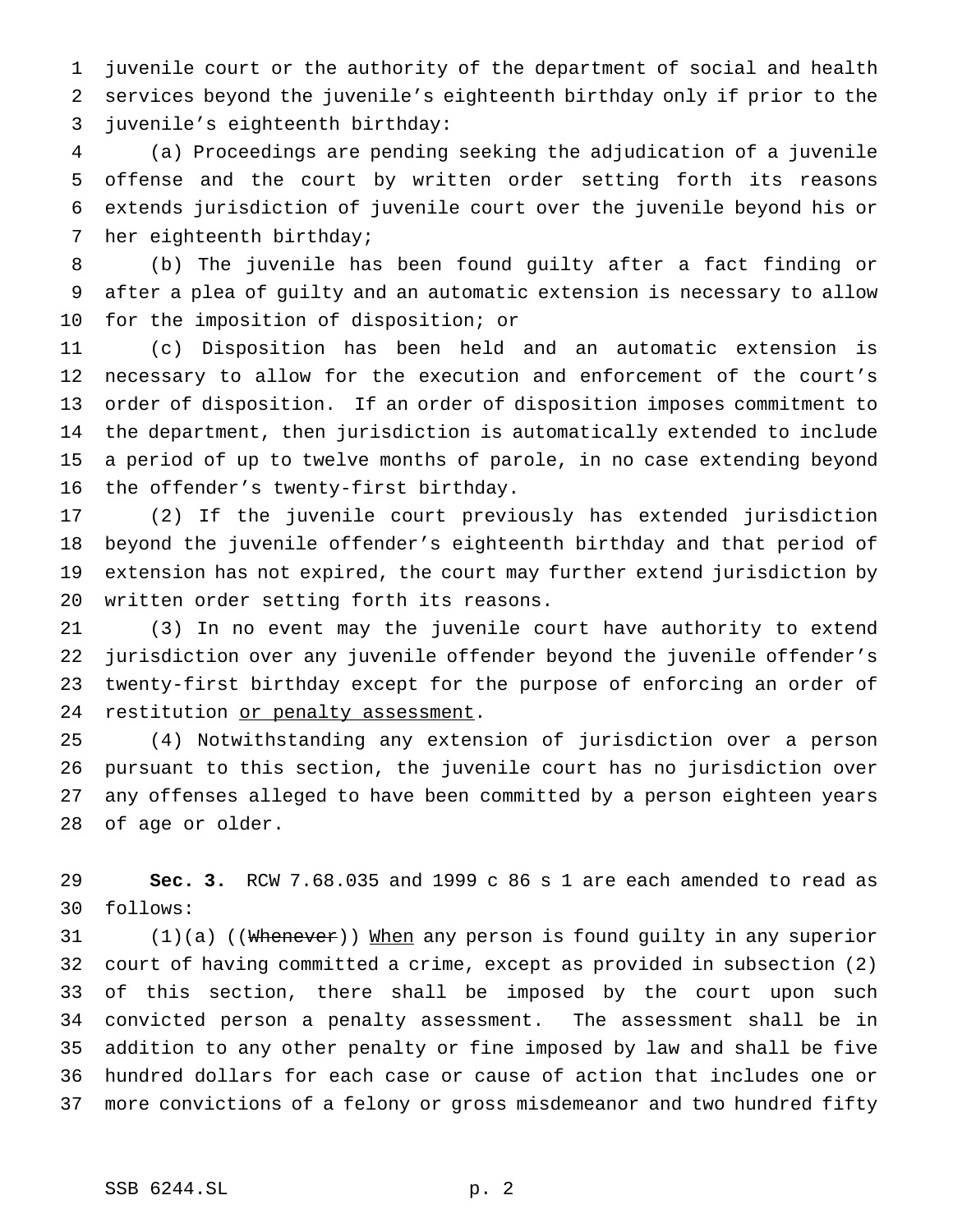juvenile court or the authority of the department of social and health services beyond the juvenile's eighteenth birthday only if prior to the juvenile's eighteenth birthday:

(a) Proceedings are pending seeking the adjudication of a juvenile offense and the court by written order setting forth its reasons extends jurisdiction of juvenile court over the juvenile beyond his or her eighteenth birthday;

(b) The juvenile has been found guilty after a fact finding or after a plea of guilty and an automatic extension is necessary to allow for the imposition of disposition; or

(c) Disposition has been held and an automatic extension is necessary to allow for the execution and enforcement of the court's order of disposition. If an order of disposition imposes commitment to the department, then jurisdiction is automatically extended to include a period of up to twelve months of parole, in no case extending beyond the offender's twenty-first birthday.

(2) If the juvenile court previously has extended jurisdiction beyond the juvenile offender's eighteenth birthday and that period of extension has not expired, the court may further extend jurisdiction by written order setting forth its reasons.

(3) In no event may the juvenile court have authority to extend jurisdiction over any juvenile offender beyond the juvenile offender's twenty-first birthday except for the purpose of enforcing an order of restitution or penalty assessment.

(4) Notwithstanding any extension of jurisdiction over a person pursuant to this section, the juvenile court has no jurisdiction over any offenses alleged to have been committed by a person eighteen years of age or older.

**Sec. 3.** RCW 7.68.035 and 1999 c 86 s 1 are each amended to read as follows:

(1)(a) ((~~Whenever~~)) When any person is found guilty in any superior court of having committed a crime, except as provided in subsection (2) of this section, there shall be imposed by the court upon such convicted person a penalty assessment. The assessment shall be in addition to any other penalty or fine imposed by law and shall be five hundred dollars for each case or cause of action that includes one or more convictions of a felony or gross misdemeanor and two hundred fifty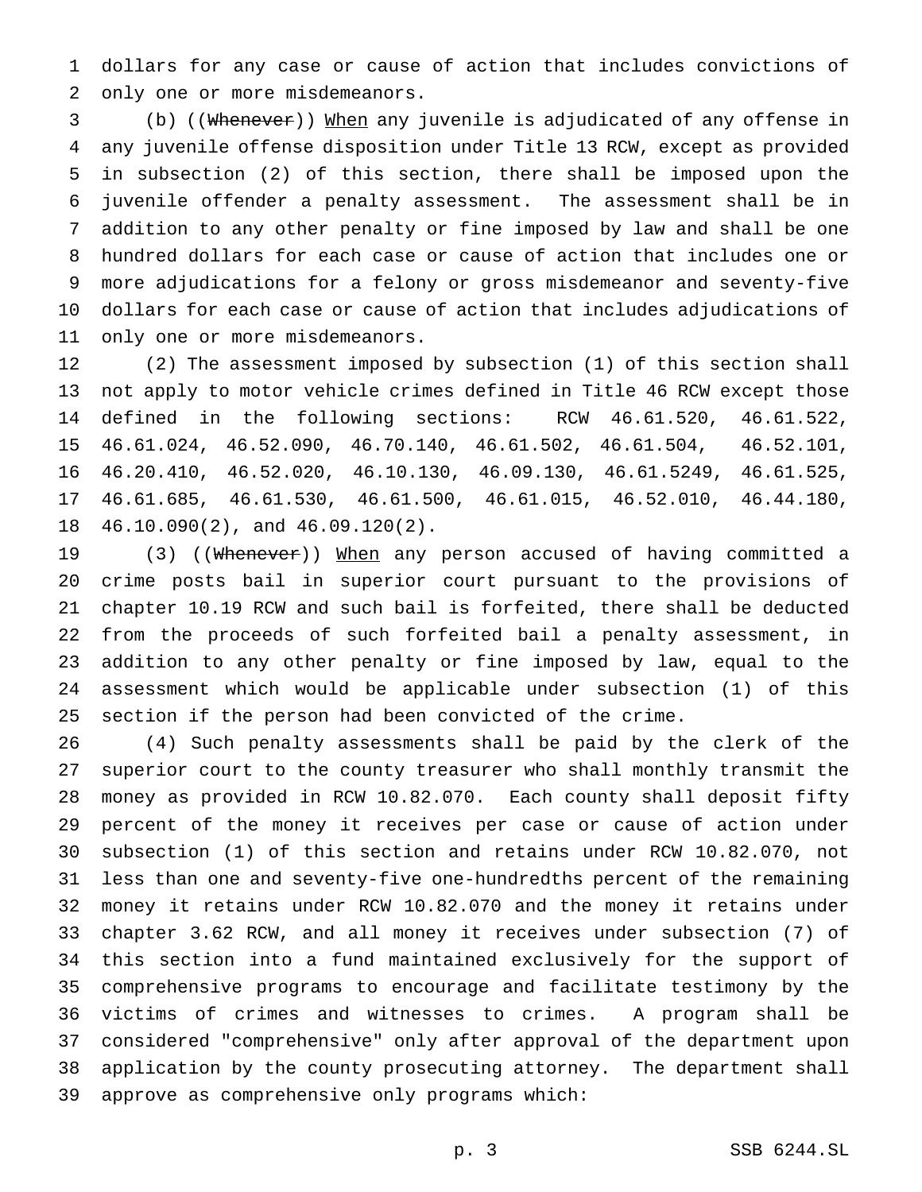dollars for any case or cause of action that includes convictions of only one or more misdemeanors.

(b) ((~~Whenever~~)) <u>When</u> any juvenile is adjudicated of any offense in any juvenile offense disposition under Title 13 RCW, except as provided in subsection (2) of this section, there shall be imposed upon the juvenile offender a penalty assessment. The assessment shall be in addition to any other penalty or fine imposed by law and shall be one hundred dollars for each case or cause of action that includes one or more adjudications for a felony or gross misdemeanor and seventy-five dollars for each case or cause of action that includes adjudications of only one or more misdemeanors.

(2) The assessment imposed by subsection (1) of this section shall not apply to motor vehicle crimes defined in Title 46 RCW except those defined in the following sections: RCW 46.61.520, 46.61.522, 46.61.024, 46.52.090, 46.70.140, 46.61.502, 46.61.504, 46.52.101, 46.20.410, 46.52.020, 46.10.130, 46.09.130, 46.61.5249, 46.61.525, 46.61.685, 46.61.530, 46.61.500, 46.61.015, 46.52.010, 46.44.180, 46.10.090(2), and 46.09.120(2).

(3) ((~~Whenever~~)) <u>When</u> any person accused of having committed a crime posts bail in superior court pursuant to the provisions of chapter 10.19 RCW and such bail is forfeited, there shall be deducted from the proceeds of such forfeited bail a penalty assessment, in addition to any other penalty or fine imposed by law, equal to the assessment which would be applicable under subsection (1) of this section if the person had been convicted of the crime.

(4) Such penalty assessments shall be paid by the clerk of the superior court to the county treasurer who shall monthly transmit the money as provided in RCW 10.82.070. Each county shall deposit fifty percent of the money it receives per case or cause of action under subsection (1) of this section and retains under RCW 10.82.070, not less than one and seventy-five one-hundredths percent of the remaining money it retains under RCW 10.82.070 and the money it retains under chapter 3.62 RCW, and all money it receives under subsection (7) of this section into a fund maintained exclusively for the support of comprehensive programs to encourage and facilitate testimony by the victims of crimes and witnesses to crimes. A program shall be considered "comprehensive" only after approval of the department upon application by the county prosecuting attorney. The department shall approve as comprehensive only programs which: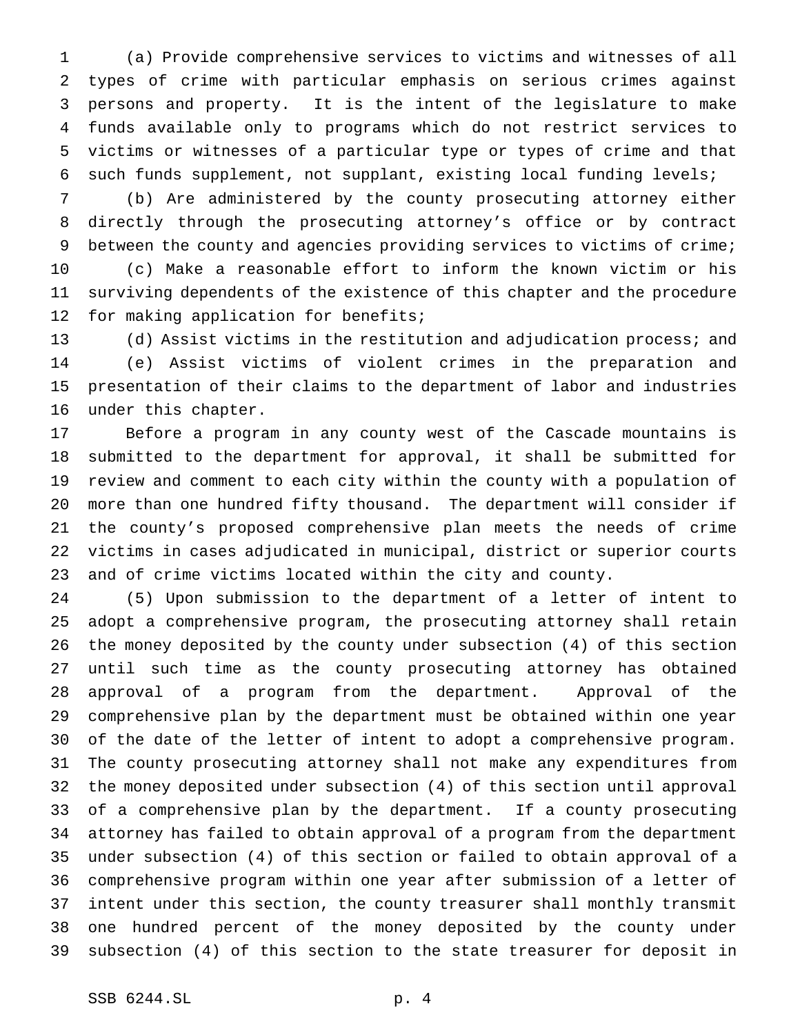(a) Provide comprehensive services to victims and witnesses of all types of crime with particular emphasis on serious crimes against persons and property. It is the intent of the legislature to make funds available only to programs which do not restrict services to victims or witnesses of a particular type or types of crime and that such funds supplement, not supplant, existing local funding levels;

(b) Are administered by the county prosecuting attorney either directly through the prosecuting attorney's office or by contract between the county and agencies providing services to victims of crime;

(c) Make a reasonable effort to inform the known victim or his surviving dependents of the existence of this chapter and the procedure for making application for benefits;

(d) Assist victims in the restitution and adjudication process; and

(e) Assist victims of violent crimes in the preparation and presentation of their claims to the department of labor and industries under this chapter.

Before a program in any county west of the Cascade mountains is submitted to the department for approval, it shall be submitted for review and comment to each city within the county with a population of more than one hundred fifty thousand. The department will consider if the county's proposed comprehensive plan meets the needs of crime victims in cases adjudicated in municipal, district or superior courts and of crime victims located within the city and county.

(5) Upon submission to the department of a letter of intent to adopt a comprehensive program, the prosecuting attorney shall retain the money deposited by the county under subsection (4) of this section until such time as the county prosecuting attorney has obtained approval of a program from the department. Approval of the comprehensive plan by the department must be obtained within one year of the date of the letter of intent to adopt a comprehensive program. The county prosecuting attorney shall not make any expenditures from the money deposited under subsection (4) of this section until approval of a comprehensive plan by the department. If a county prosecuting attorney has failed to obtain approval of a program from the department under subsection (4) of this section or failed to obtain approval of a comprehensive program within one year after submission of a letter of intent under this section, the county treasurer shall monthly transmit one hundred percent of the money deposited by the county under subsection (4) of this section to the state treasurer for deposit in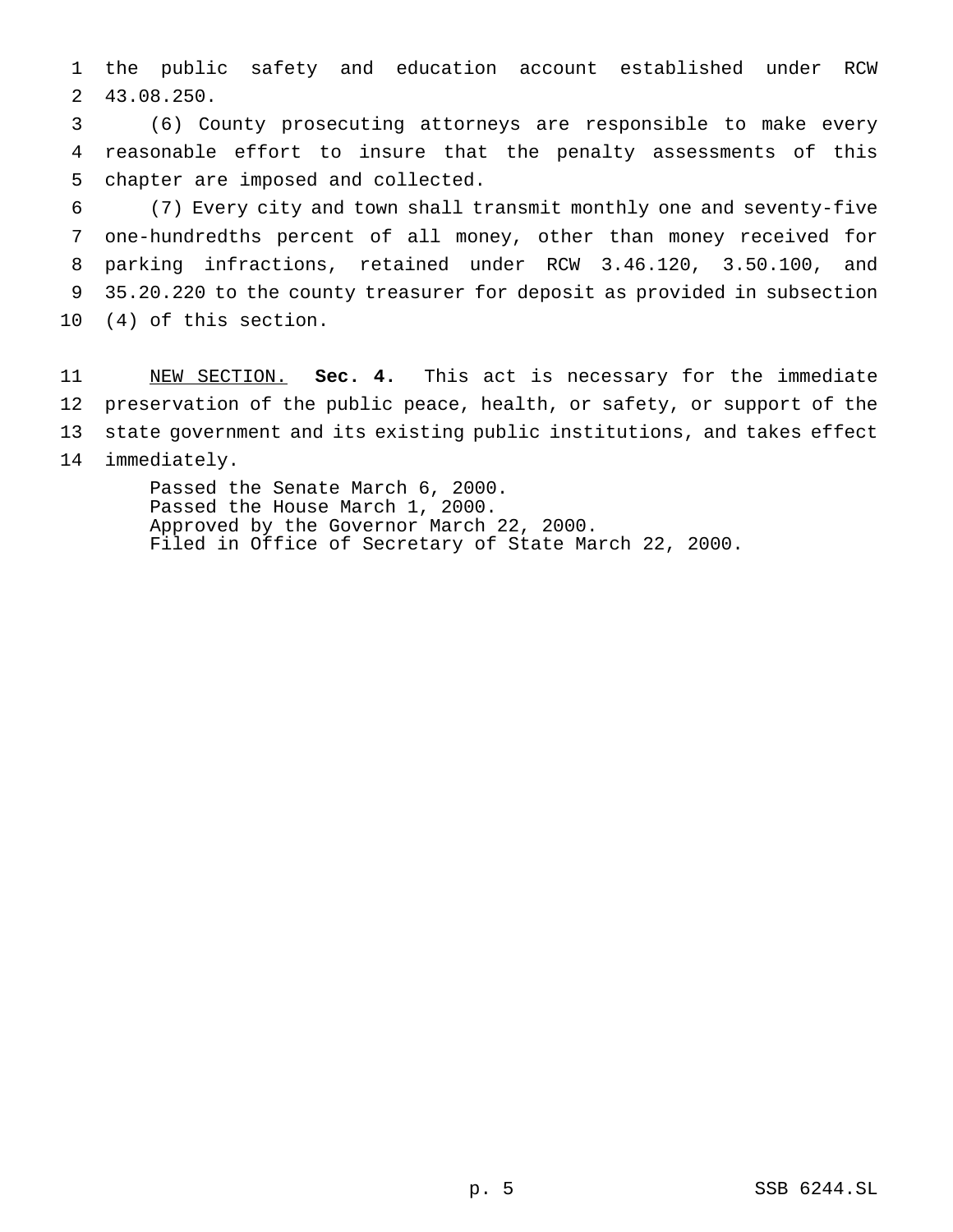the public safety and education account established under RCW 43.08.250.

(6) County prosecuting attorneys are responsible to make every reasonable effort to insure that the penalty assessments of this chapter are imposed and collected.

(7) Every city and town shall transmit monthly one and seventy-five one-hundredths percent of all money, other than money received for parking infractions, retained under RCW 3.46.120, 3.50.100, and 35.20.220 to the county treasurer for deposit as provided in subsection (4) of this section.

NEW SECTION. **Sec. 4.** This act is necessary for the immediate preservation of the public peace, health, or safety, or support of the state government and its existing public institutions, and takes effect immediately.

Passed the Senate March 6, 2000.
Passed the House March 1, 2000.
Approved by the Governor March 22, 2000.
Filed in Office of Secretary of State March 22, 2000.